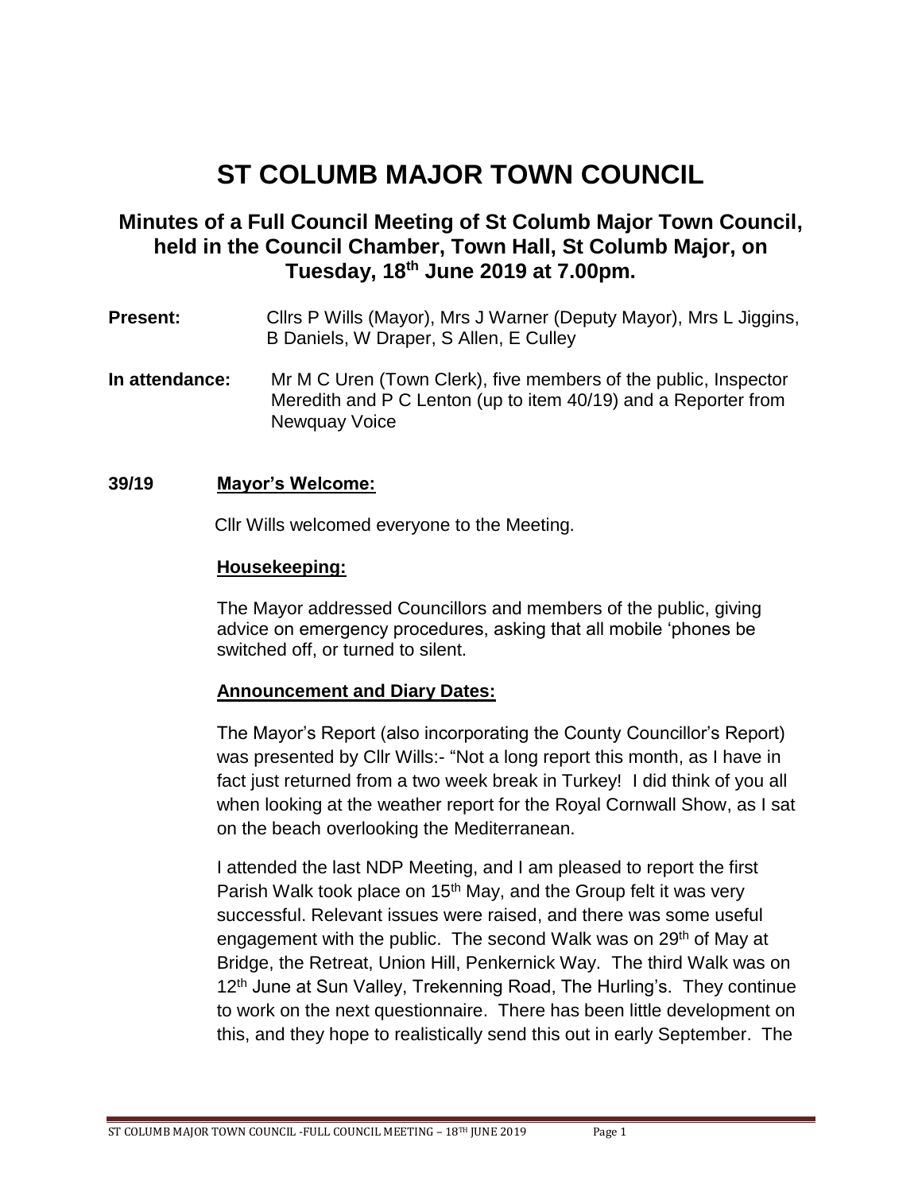# ST COLUMB MAJOR TOWN COUNCIL

## Minutes of a Full Council Meeting of St Columb Major Town Council, held in the Council Chamber, Town Hall, St Columb Major, on Tuesday, 18th June 2019 at 7.00pm.

**Present:** Cllrs P Wills (Mayor), Mrs J Warner (Deputy Mayor), Mrs L Jiggins, B Daniels, W Draper, S Allen, E Culley

**In attendance:** Mr M C Uren (Town Clerk), five members of the public, Inspector Meredith and P C Lenton (up to item 40/19) and a Reporter from Newquay Voice

### 39/19 Mayor's Welcome:

Cllr Wills welcomed everyone to the Meeting.

**Housekeeping:**

The Mayor addressed Councillors and members of the public, giving advice on emergency procedures, asking that all mobile 'phones be switched off, or turned to silent.

**Announcement and Diary Dates:**

The Mayor's Report (also incorporating the County Councillor's Report) was presented by Cllr Wills:- "Not a long report this month, as I have in fact just returned from a two week break in Turkey! I did think of you all when looking at the weather report for the Royal Cornwall Show, as I sat on the beach overlooking the Mediterranean.

I attended the last NDP Meeting, and I am pleased to report the first Parish Walk took place on 15th May, and the Group felt it was very successful. Relevant issues were raised, and there was some useful engagement with the public. The second Walk was on 29th of May at Bridge, the Retreat, Union Hill, Penkernick Way. The third Walk was on 12th June at Sun Valley, Trekenning Road, The Hurling's. They continue to work on the next questionnaire. There has been little development on this, and they hope to realistically send this out in early September. The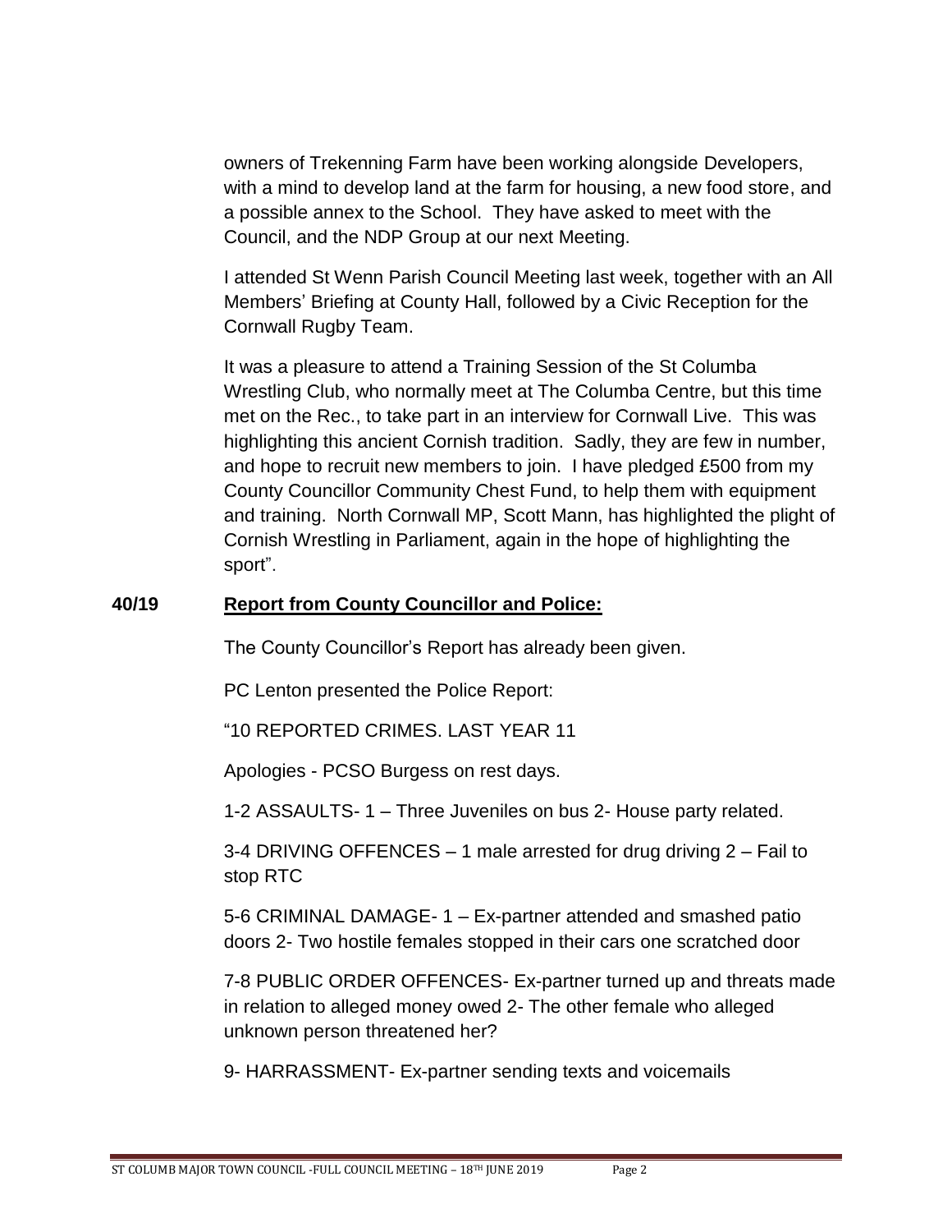owners of Trekenning Farm have been working alongside Developers, with a mind to develop land at the farm for housing, a new food store, and a possible annex to the School. They have asked to meet with the Council, and the NDP Group at our next Meeting.

I attended St Wenn Parish Council Meeting last week, together with an All Members' Briefing at County Hall, followed by a Civic Reception for the Cornwall Rugby Team.

It was a pleasure to attend a Training Session of the St Columba Wrestling Club, who normally meet at The Columba Centre, but this time met on the Rec., to take part in an interview for Cornwall Live. This was highlighting this ancient Cornish tradition. Sadly, they are few in number, and hope to recruit new members to join. I have pledged £500 from my County Councillor Community Chest Fund, to help them with equipment and training. North Cornwall MP, Scott Mann, has highlighted the plight of Cornish Wrestling in Parliament, again in the hope of highlighting the sport".

**40/19 Report from County Councillor and Police:**

The County Councillor's Report has already been given.

PC Lenton presented the Police Report:

"10 REPORTED CRIMES. LAST YEAR 11

Apologies - PCSO Burgess on rest days.

1-2 ASSAULTS- 1 – Three Juveniles on bus 2- House party related.

3-4 DRIVING OFFENCES – 1 male arrested for drug driving 2 – Fail to stop RTC

5-6 CRIMINAL DAMAGE- 1 – Ex-partner attended and smashed patio doors 2- Two hostile females stopped in their cars one scratched door

7-8 PUBLIC ORDER OFFENCES- Ex-partner turned up and threats made in relation to alleged money owed 2- The other female who alleged unknown person threatened her?

9- HARRASSMENT- Ex-partner sending texts and voicemails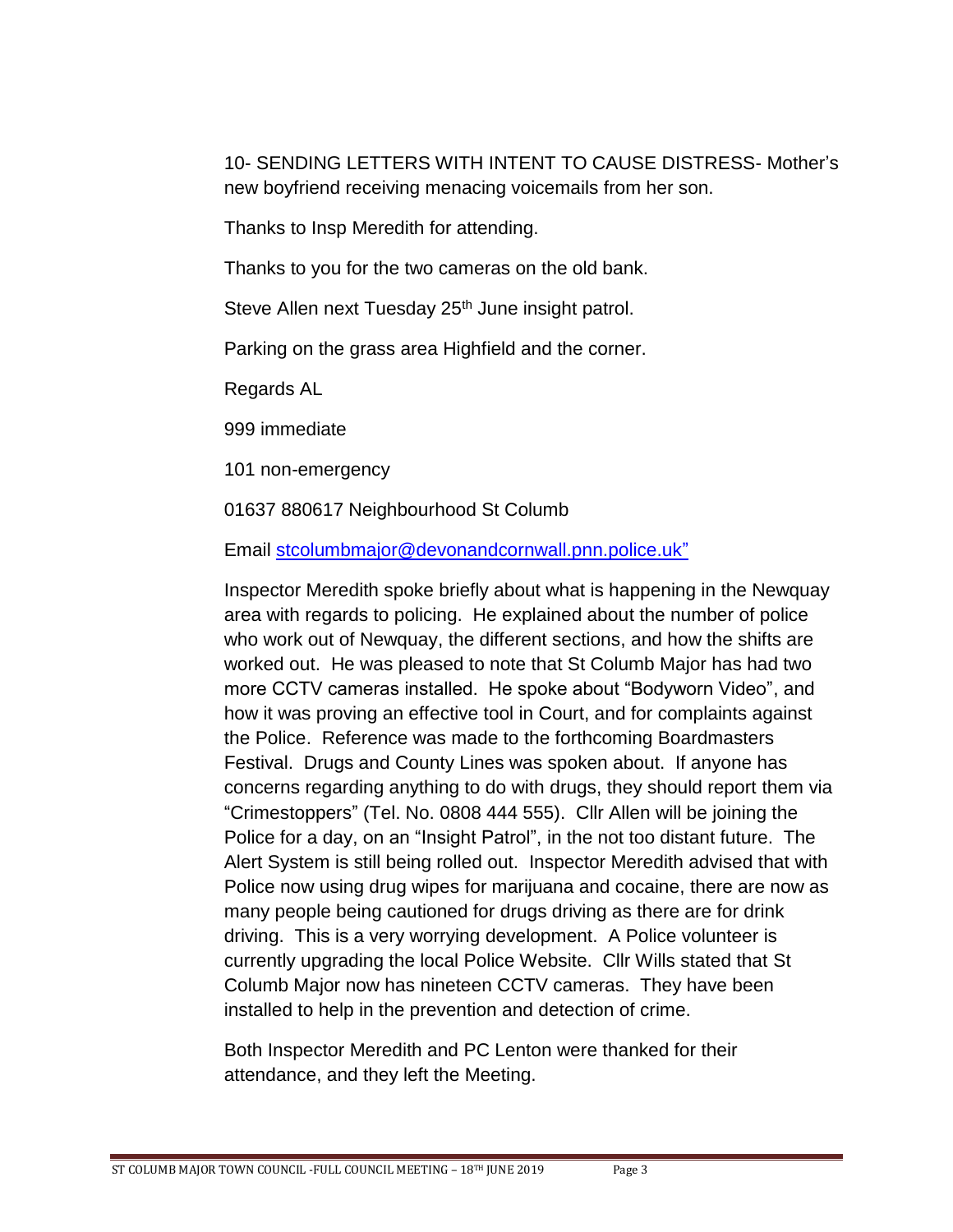10- SENDING LETTERS WITH INTENT TO CAUSE DISTRESS- Mother's new boyfriend receiving menacing voicemails from her son.

Thanks to Insp Meredith for attending.

Thanks to you for the two cameras on the old bank.

Steve Allen next Tuesday 25th June insight patrol.

Parking on the grass area Highfield and the corner.

Regards AL

999 immediate

101 non-emergency

01637 880617 Neighbourhood St Columb

Email [stcolumbmajor@devonandcornwall.pnn.police.uk"](mailto:stcolumbmajor@devonandcornwall.pnn.police.uk)

Inspector Meredith spoke briefly about what is happening in the Newquay area with regards to policing. He explained about the number of police who work out of Newquay, the different sections, and how the shifts are worked out. He was pleased to note that St Columb Major has had two more CCTV cameras installed. He spoke about "Bodyworn Video", and how it was proving an effective tool in Court, and for complaints against the Police. Reference was made to the forthcoming Boardmasters Festival. Drugs and County Lines was spoken about. If anyone has concerns regarding anything to do with drugs, they should report them via "Crimestoppers" (Tel. No. 0808 444 555). Cllr Allen will be joining the Police for a day, on an "Insight Patrol", in the not too distant future. The Alert System is still being rolled out. Inspector Meredith advised that with Police now using drug wipes for marijuana and cocaine, there are now as many people being cautioned for drugs driving as there are for drink driving. This is a very worrying development. A Police volunteer is currently upgrading the local Police Website. Cllr Wills stated that St Columb Major now has nineteen CCTV cameras. They have been installed to help in the prevention and detection of crime.

Both Inspector Meredith and PC Lenton were thanked for their attendance, and they left the Meeting.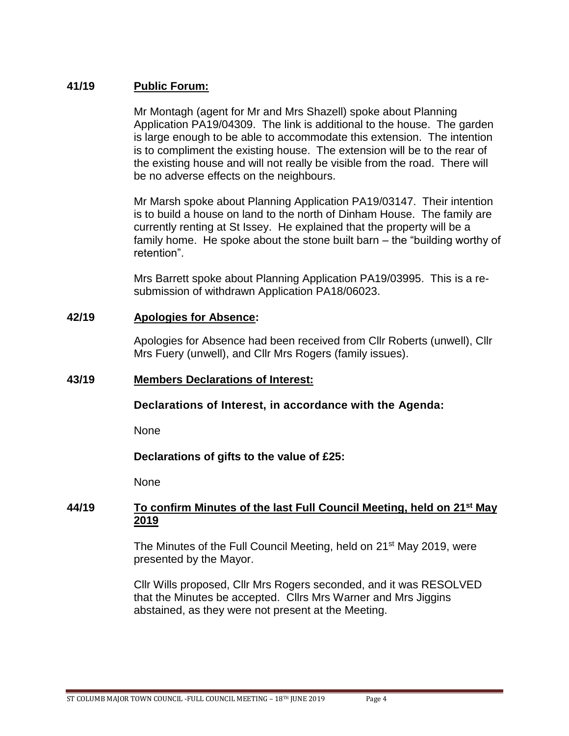**41/19 Public Forum:**

Mr Montagh (agent for Mr and Mrs Shazell) spoke about Planning Application PA19/04309. The link is additional to the house. The garden is large enough to be able to accommodate this extension. The intention is to compliment the existing house. The extension will be to the rear of the existing house and will not really be visible from the road. There will be no adverse effects on the neighbours.

Mr Marsh spoke about Planning Application PA19/03147. Their intention is to build a house on land to the north of Dinham House. The family are currently renting at St Issey. He explained that the property will be a family home. He spoke about the stone built barn – the "building worthy of retention".

Mrs Barrett spoke about Planning Application PA19/03995. This is a re-submission of withdrawn Application PA18/06023.

**42/19 Apologies for Absence:**

Apologies for Absence had been received from Cllr Roberts (unwell), Cllr Mrs Fuery (unwell), and Cllr Mrs Rogers (family issues).

**43/19 Members Declarations of Interest:**

**Declarations of Interest, in accordance with the Agenda:**

None

**Declarations of gifts to the value of £25:**

None

**44/19 To confirm Minutes of the last Full Council Meeting, held on 21st May 2019**

The Minutes of the Full Council Meeting, held on 21st May 2019, were presented by the Mayor.

Cllr Wills proposed, Cllr Mrs Rogers seconded, and it was RESOLVED that the Minutes be accepted. Cllrs Mrs Warner and Mrs Jiggins abstained, as they were not present at the Meeting.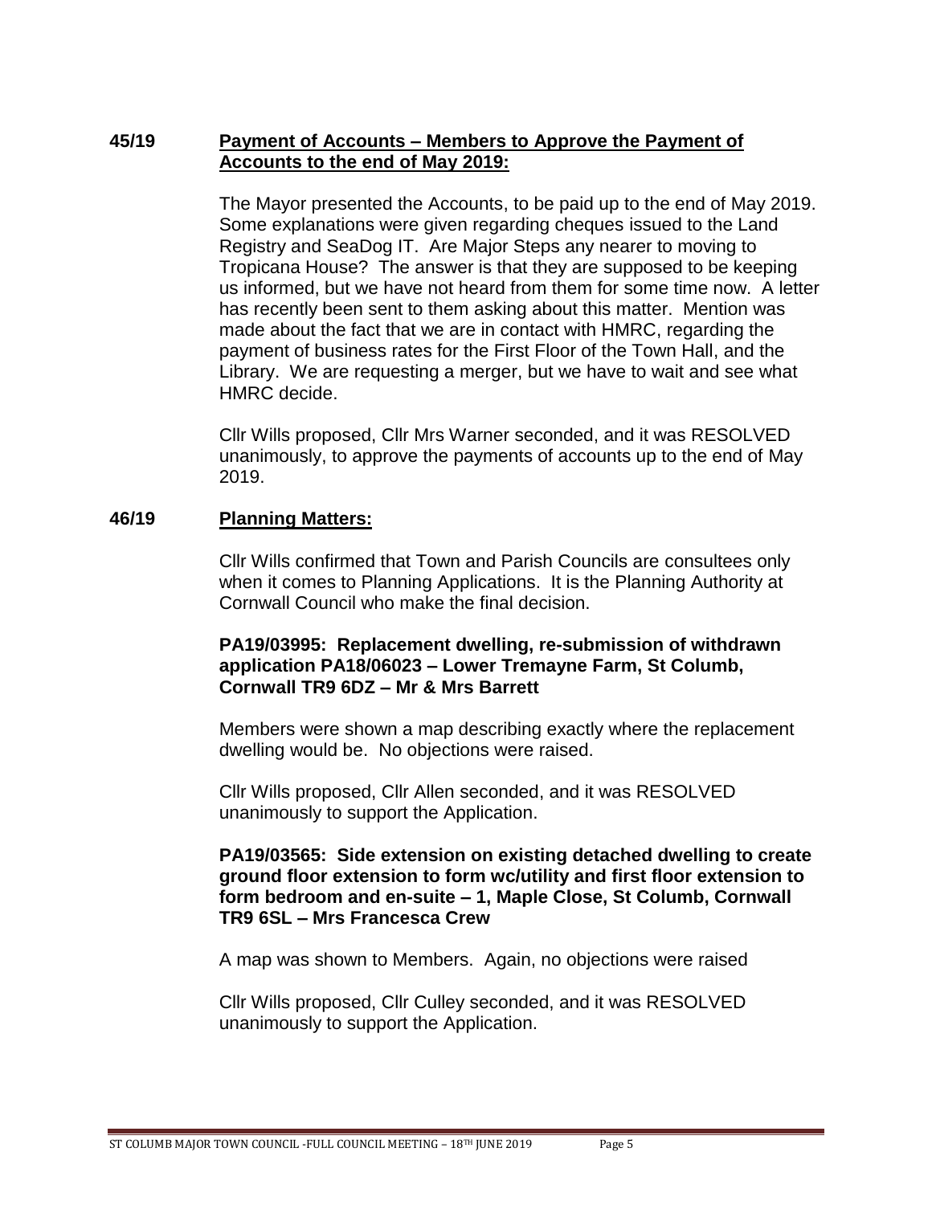**45/19 Payment of Accounts – Members to Approve the Payment of Accounts to the end of May 2019:**

The Mayor presented the Accounts, to be paid up to the end of May 2019. Some explanations were given regarding cheques issued to the Land Registry and SeaDog IT. Are Major Steps any nearer to moving to Tropicana House? The answer is that they are supposed to be keeping us informed, but we have not heard from them for some time now. A letter has recently been sent to them asking about this matter. Mention was made about the fact that we are in contact with HMRC, regarding the payment of business rates for the First Floor of the Town Hall, and the Library. We are requesting a merger, but we have to wait and see what HMRC decide.

Cllr Wills proposed, Cllr Mrs Warner seconded, and it was RESOLVED unanimously, to approve the payments of accounts up to the end of May 2019.

**46/19 Planning Matters:**

Cllr Wills confirmed that Town and Parish Councils are consultees only when it comes to Planning Applications. It is the Planning Authority at Cornwall Council who make the final decision.

**PA19/03995: Replacement dwelling, re-submission of withdrawn application PA18/06023 – Lower Tremayne Farm, St Columb, Cornwall TR9 6DZ – Mr & Mrs Barrett**

Members were shown a map describing exactly where the replacement dwelling would be. No objections were raised.

Cllr Wills proposed, Cllr Allen seconded, and it was RESOLVED unanimously to support the Application.

**PA19/03565: Side extension on existing detached dwelling to create ground floor extension to form wc/utility and first floor extension to form bedroom and en-suite – 1, Maple Close, St Columb, Cornwall TR9 6SL – Mrs Francesca Crew**

A map was shown to Members. Again, no objections were raised

Cllr Wills proposed, Cllr Culley seconded, and it was RESOLVED unanimously to support the Application.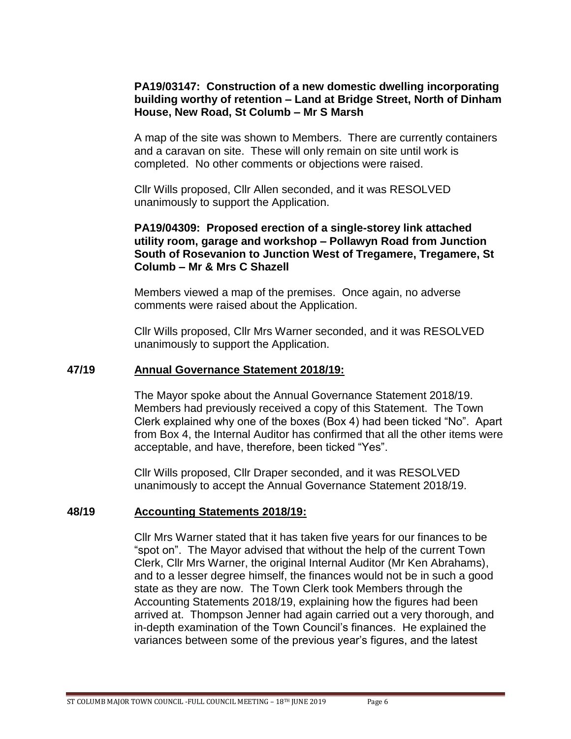**PA19/03147: Construction of a new domestic dwelling incorporating building worthy of retention – Land at Bridge Street, North of Dinham House, New Road, St Columb – Mr S Marsh**

A map of the site was shown to Members. There are currently containers and a caravan on site. These will only remain on site until work is completed. No other comments or objections were raised.

Cllr Wills proposed, Cllr Allen seconded, and it was RESOLVED unanimously to support the Application.

**PA19/04309: Proposed erection of a single-storey link attached utility room, garage and workshop – Pollawyn Road from Junction South of Rosevanion to Junction West of Tregamere, Tregamere, St Columb – Mr & Mrs C Shazell**

Members viewed a map of the premises. Once again, no adverse comments were raised about the Application.

Cllr Wills proposed, Cllr Mrs Warner seconded, and it was RESOLVED unanimously to support the Application.

**47/19 Annual Governance Statement 2018/19:**

The Mayor spoke about the Annual Governance Statement 2018/19. Members had previously received a copy of this Statement. The Town Clerk explained why one of the boxes (Box 4) had been ticked "No". Apart from Box 4, the Internal Auditor has confirmed that all the other items were acceptable, and have, therefore, been ticked "Yes".

Cllr Wills proposed, Cllr Draper seconded, and it was RESOLVED unanimously to accept the Annual Governance Statement 2018/19.

**48/19 Accounting Statements 2018/19:**

Cllr Mrs Warner stated that it has taken five years for our finances to be "spot on". The Mayor advised that without the help of the current Town Clerk, Cllr Mrs Warner, the original Internal Auditor (Mr Ken Abrahams), and to a lesser degree himself, the finances would not be in such a good state as they are now. The Town Clerk took Members through the Accounting Statements 2018/19, explaining how the figures had been arrived at. Thompson Jenner had again carried out a very thorough, and in-depth examination of the Town Council's finances. He explained the variances between some of the previous year's figures, and the latest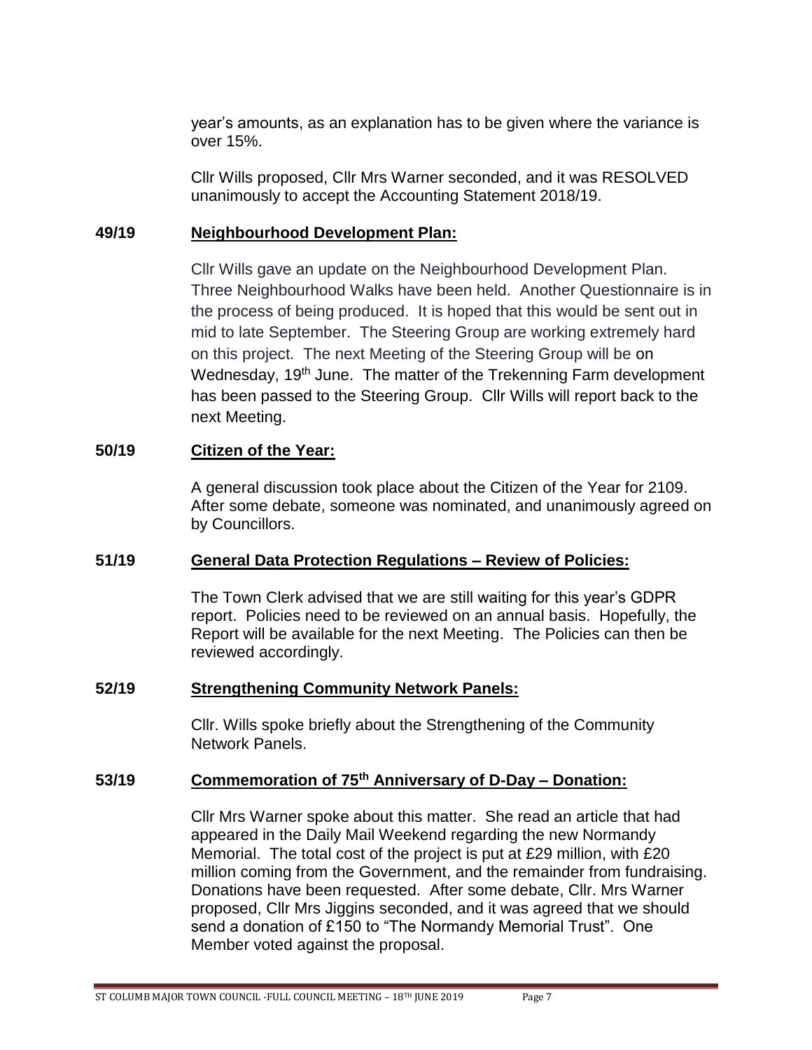year's amounts, as an explanation has to be given where the variance is over 15%.

Cllr Wills proposed, Cllr Mrs Warner seconded, and it was RESOLVED unanimously to accept the Accounting Statement 2018/19.

**49/19 Neighbourhood Development Plan:**

Cllr Wills gave an update on the Neighbourhood Development Plan. Three Neighbourhood Walks have been held. Another Questionnaire is in the process of being produced. It is hoped that this would be sent out in mid to late September. The Steering Group are working extremely hard on this project. The next Meeting of the Steering Group will be on Wednesday, 19th June. The matter of the Trekenning Farm development has been passed to the Steering Group. Cllr Wills will report back to the next Meeting.

**50/19 Citizen of the Year:**

A general discussion took place about the Citizen of the Year for 2109. After some debate, someone was nominated, and unanimously agreed on by Councillors.

**51/19 General Data Protection Regulations – Review of Policies:**

The Town Clerk advised that we are still waiting for this year's GDPR report. Policies need to be reviewed on an annual basis. Hopefully, the Report will be available for the next Meeting. The Policies can then be reviewed accordingly.

**52/19 Strengthening Community Network Panels:**

Cllr. Wills spoke briefly about the Strengthening of the Community Network Panels.

**53/19 Commemoration of 75th Anniversary of D-Day – Donation:**

Cllr Mrs Warner spoke about this matter. She read an article that had appeared in the Daily Mail Weekend regarding the new Normandy Memorial. The total cost of the project is put at £29 million, with £20 million coming from the Government, and the remainder from fundraising. Donations have been requested. After some debate, Cllr. Mrs Warner proposed, Cllr Mrs Jiggins seconded, and it was agreed that we should send a donation of £150 to "The Normandy Memorial Trust". One Member voted against the proposal.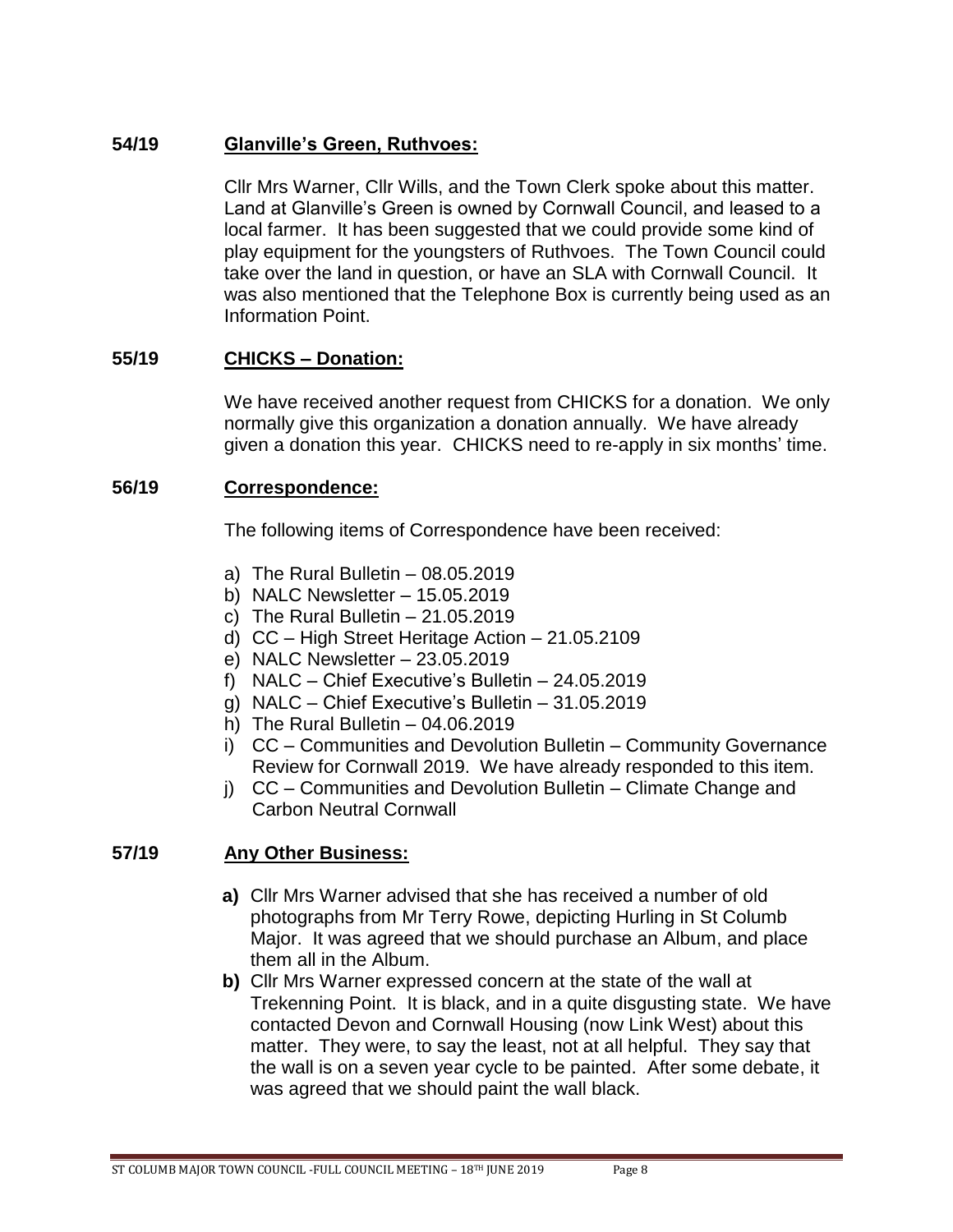## 54/19 Glanville's Green, Ruthvoes:

Cllr Mrs Warner, Cllr Wills, and the Town Clerk spoke about this matter. Land at Glanville's Green is owned by Cornwall Council, and leased to a local farmer. It has been suggested that we could provide some kind of play equipment for the youngsters of Ruthvoes. The Town Council could take over the land in question, or have an SLA with Cornwall Council. It was also mentioned that the Telephone Box is currently being used as an Information Point.

## 55/19 CHICKS – Donation:

We have received another request from CHICKS for a donation. We only normally give this organization a donation annually. We have already given a donation this year. CHICKS need to re-apply in six months' time.

## 56/19 Correspondence:

The following items of Correspondence have been received:

a) The Rural Bulletin – 08.05.2019
b) NALC Newsletter – 15.05.2019
c) The Rural Bulletin – 21.05.2019
d) CC – High Street Heritage Action – 21.05.2109
e) NALC Newsletter – 23.05.2019
f) NALC – Chief Executive's Bulletin – 24.05.2019
g) NALC – Chief Executive's Bulletin – 31.05.2019
h) The Rural Bulletin – 04.06.2019
i) CC – Communities and Devolution Bulletin – Community Governance Review for Cornwall 2019. We have already responded to this item.
j) CC – Communities and Devolution Bulletin – Climate Change and Carbon Neutral Cornwall

## 57/19 Any Other Business:

**a)** Cllr Mrs Warner advised that she has received a number of old photographs from Mr Terry Rowe, depicting Hurling in St Columb Major. It was agreed that we should purchase an Album, and place them all in the Album.

**b)** Cllr Mrs Warner expressed concern at the state of the wall at Trekenning Point. It is black, and in a quite disgusting state. We have contacted Devon and Cornwall Housing (now Link West) about this matter. They were, to say the least, not at all helpful. They say that the wall is on a seven year cycle to be painted. After some debate, it was agreed that we should paint the wall black.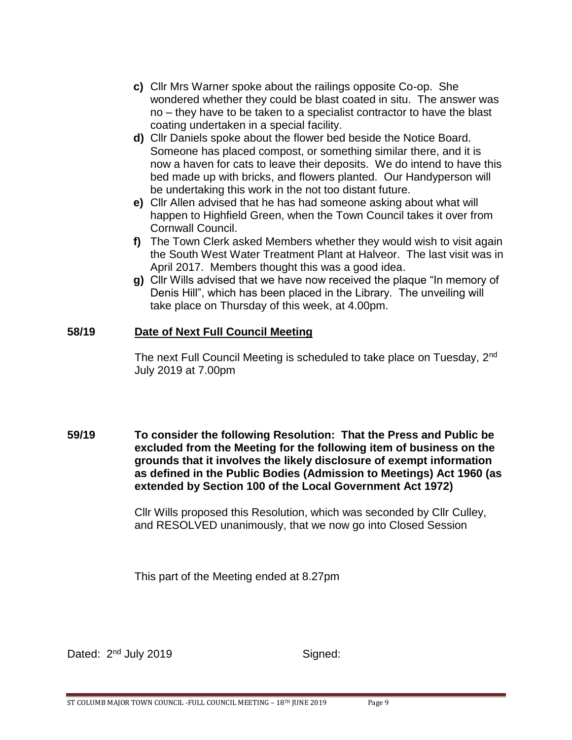- **c)** Cllr Mrs Warner spoke about the railings opposite Co-op. She wondered whether they could be blast coated in situ. The answer was no – they have to be taken to a specialist contractor to have the blast coating undertaken in a special facility.
- **d)** Cllr Daniels spoke about the flower bed beside the Notice Board. Someone has placed compost, or something similar there, and it is now a haven for cats to leave their deposits. We do intend to have this bed made up with bricks, and flowers planted. Our Handyperson will be undertaking this work in the not too distant future.
- **e)** Cllr Allen advised that he has had someone asking about what will happen to Highfield Green, when the Town Council takes it over from Cornwall Council.
- **f)** The Town Clerk asked Members whether they would wish to visit again the South West Water Treatment Plant at Halveor. The last visit was in April 2017. Members thought this was a good idea.
- **g)** Cllr Wills advised that we have now received the plaque "In memory of Denis Hill", which has been placed in the Library. The unveiling will take place on Thursday of this week, at 4.00pm.

**58/19** **Date of Next Full Council Meeting**

The next Full Council Meeting is scheduled to take place on Tuesday, 2nd July 2019 at 7.00pm

**59/19** **To consider the following Resolution: That the Press and Public be excluded from the Meeting for the following item of business on the grounds that it involves the likely disclosure of exempt information as defined in the Public Bodies (Admission to Meetings) Act 1960 (as extended by Section 100 of the Local Government Act 1972)**

Cllr Wills proposed this Resolution, which was seconded by Cllr Culley, and RESOLVED unanimously, that we now go into Closed Session

This part of the Meeting ended at 8.27pm

Dated: 2nd July 2019 Signed: